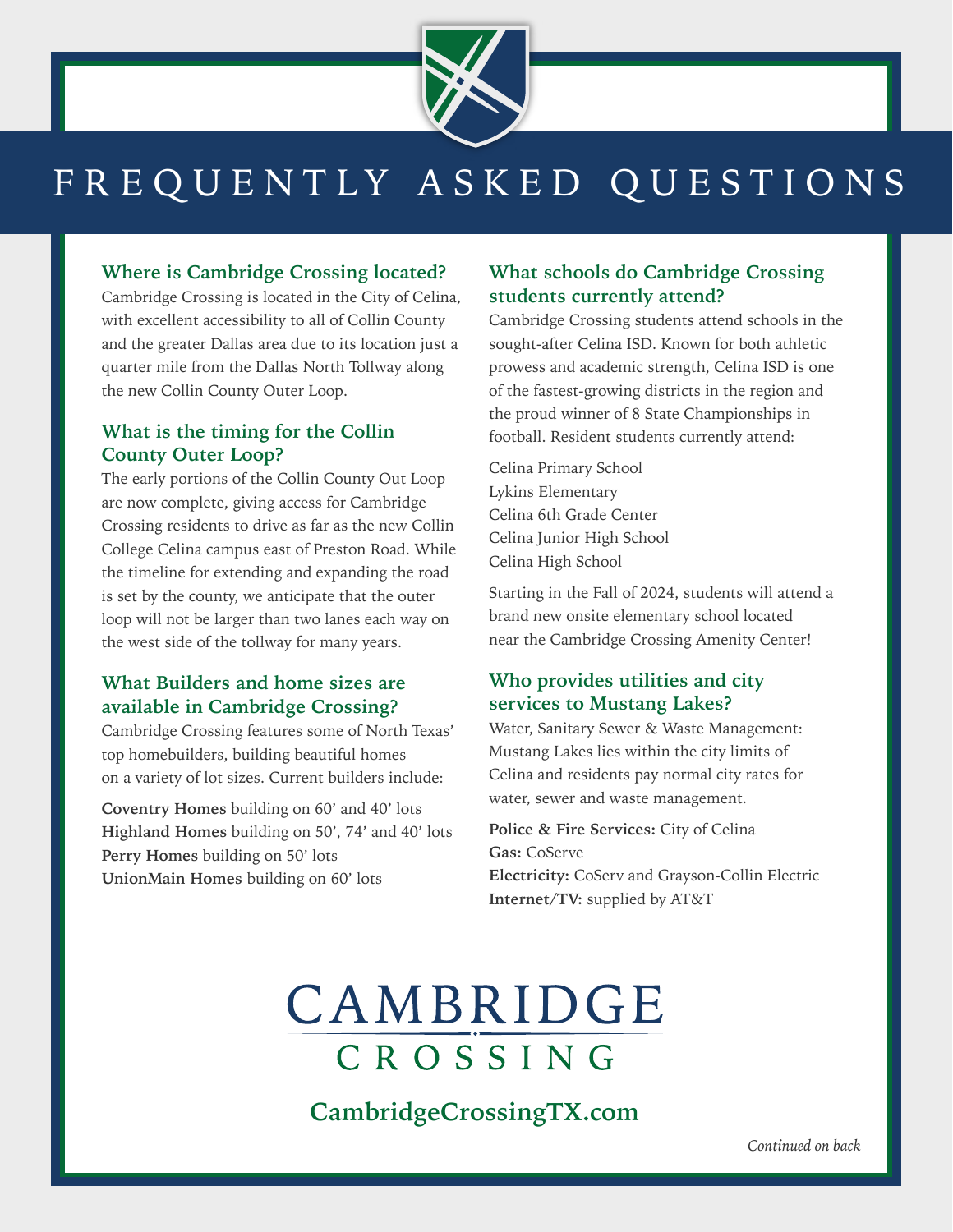# FREQUENTLY ASKED QUESTIONS

### Where is Cambridge Crossing located?

Cambridge Crossing is located in the City of Celina, with excellent accessibility to all of Collin County and the greater Dallas area due to its location just a quarter mile from the Dallas North Tollway along the new Collin County Outer Loop.

### What is the timing for the Collin County Outer Loop?

The early portions of the Collin County Out Loop are now complete, giving access for Cambridge Crossing residents to drive as far as the new Collin College Celina campus east of Preston Road. While the timeline for extending and expanding the road is set by the county, we anticipate that the outer loop will not be larger than two lanes each way on the west side of the tollway for many years.

### What Builders and home sizes are available in Cambridge Crossing?

Cambridge Crossing features some of North Texas' top homebuilders, building beautiful homes on a variety of lot sizes. Current builders include:

**Coventry Homes** building on 60' and 40' lots
**Highland Homes** building on 50', 74' and 40' lots
**Perry Homes** building on 50' lots
**UnionMain Homes** building on 60' lots

### What schools do Cambridge Crossing students currently attend?

Cambridge Crossing students attend schools in the sought-after Celina ISD. Known for both athletic prowess and academic strength, Celina ISD is one of the fastest-growing districts in the region and the proud winner of 8 State Championships in football. Resident students currently attend:

Celina Primary School
Lykins Elementary
Celina 6th Grade Center
Celina Junior High School
Celina High School

Starting in the Fall of 2024, students will attend a brand new onsite elementary school located near the Cambridge Crossing Amenity Center!

### Who provides utilities and city services to Mustang Lakes?

Water, Sanitary Sewer & Waste Management: Mustang Lakes lies within the city limits of Celina and residents pay normal city rates for water, sewer and waste management.

**Police & Fire Services:** City of Celina
**Gas:** CoServe
**Electricity:** CoServ and Grayson-Collin Electric
**Internet/TV:** supplied by AT&T

CAMBRIDGE CROSSING

**CambridgeCrossingTX.com**

*Continued on back*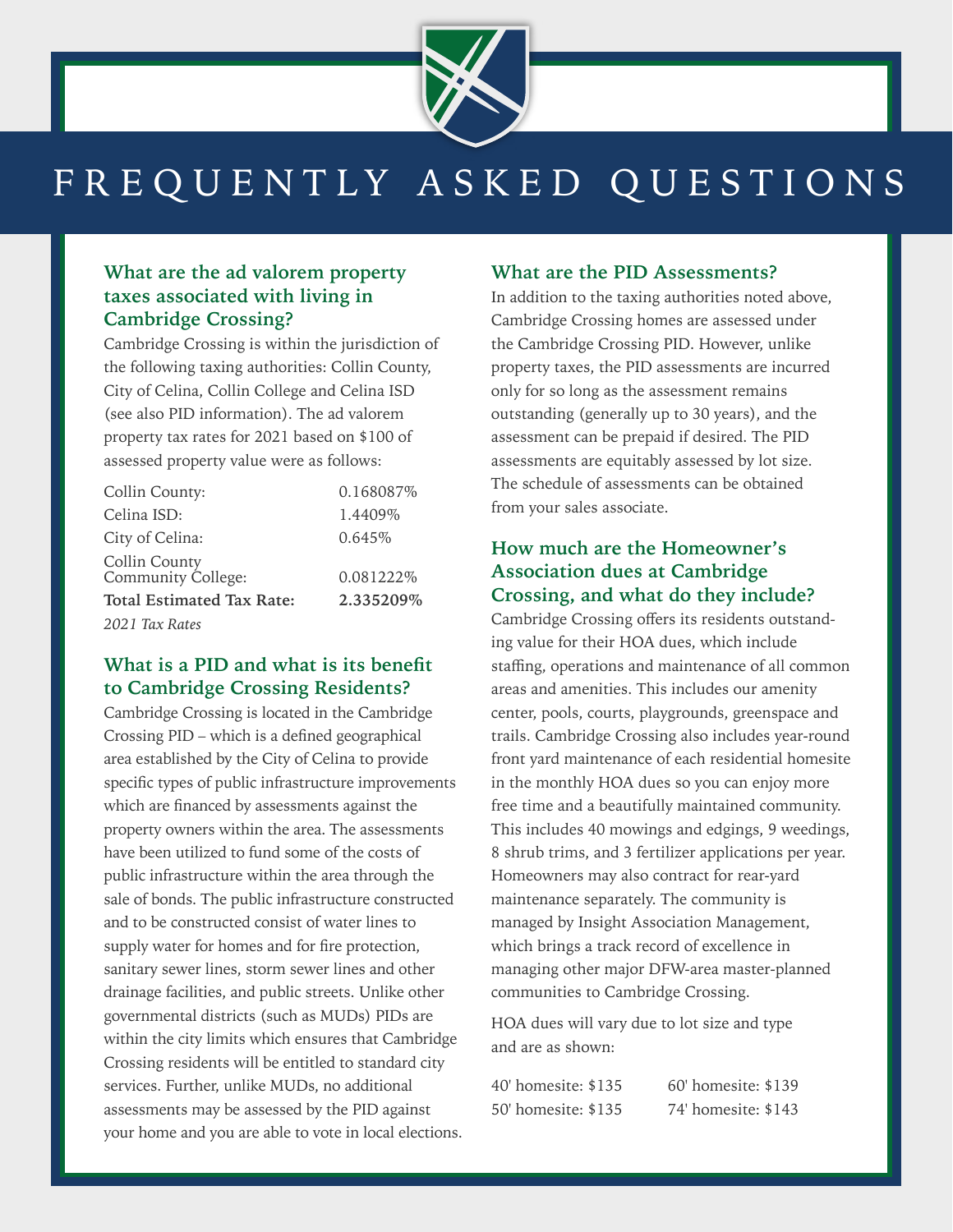# FREQUENTLY ASKED QUESTIONS

## What are the ad valorem property taxes associated with living in Cambridge Crossing?

Cambridge Crossing is within the jurisdiction of the following taxing authorities: Collin County, City of Celina, Collin College and Celina ISD (see also PID information). The ad valorem property tax rates for 2021 based on $100 of assessed property value were as follows:

| | |
|---|---|
| Collin County: | 0.168087% |
| Celina ISD: | 1.4409% |
| City of Celina: | 0.645% |
| Collin County Community College: | 0.081222% |
| **Total Estimated Tax Rate:** | **2.335209%** |

*2021 Tax Rates*

## What is a PID and what is its benefit to Cambridge Crossing Residents?

Cambridge Crossing is located in the Cambridge Crossing PID – which is a defined geographical area established by the City of Celina to provide specific types of public infrastructure improvements which are financed by assessments against the property owners within the area. The assessments have been utilized to fund some of the costs of public infrastructure within the area through the sale of bonds. The public infrastructure constructed and to be constructed consist of water lines to supply water for homes and for fire protection, sanitary sewer lines, storm sewer lines and other drainage facilities, and public streets. Unlike other governmental districts (such as MUDs) PIDs are within the city limits which ensures that Cambridge Crossing residents will be entitled to standard city services. Further, unlike MUDs, no additional assessments may be assessed by the PID against your home and you are able to vote in local elections.

## What are the PID Assessments?

In addition to the taxing authorities noted above, Cambridge Crossing homes are assessed under the Cambridge Crossing PID. However, unlike property taxes, the PID assessments are incurred only for so long as the assessment remains outstanding (generally up to 30 years), and the assessment can be prepaid if desired. The PID assessments are equitably assessed by lot size. The schedule of assessments can be obtained from your sales associate.

## How much are the Homeowner's Association dues at Cambridge Crossing, and what do they include?

Cambridge Crossing offers its residents outstanding value for their HOA dues, which include staffing, operations and maintenance of all common areas and amenities. This includes our amenity center, pools, courts, playgrounds, greenspace and trails. Cambridge Crossing also includes year-round front yard maintenance of each residential homesite in the monthly HOA dues so you can enjoy more free time and a beautifully maintained community. This includes 40 mowings and edgings, 9 weedings, 8 shrub trims, and 3 fertilizer applications per year. Homeowners may also contract for rear-yard maintenance separately. The community is managed by Insight Association Management, which brings a track record of excellence in managing other major DFW-area master-planned communities to Cambridge Crossing.

HOA dues will vary due to lot size and type and are as shown:

| | |
|---|---|
| 40' homesite: $135 | 60' homesite: $139 |
| 50' homesite: $135 | 74' homesite: $143 |